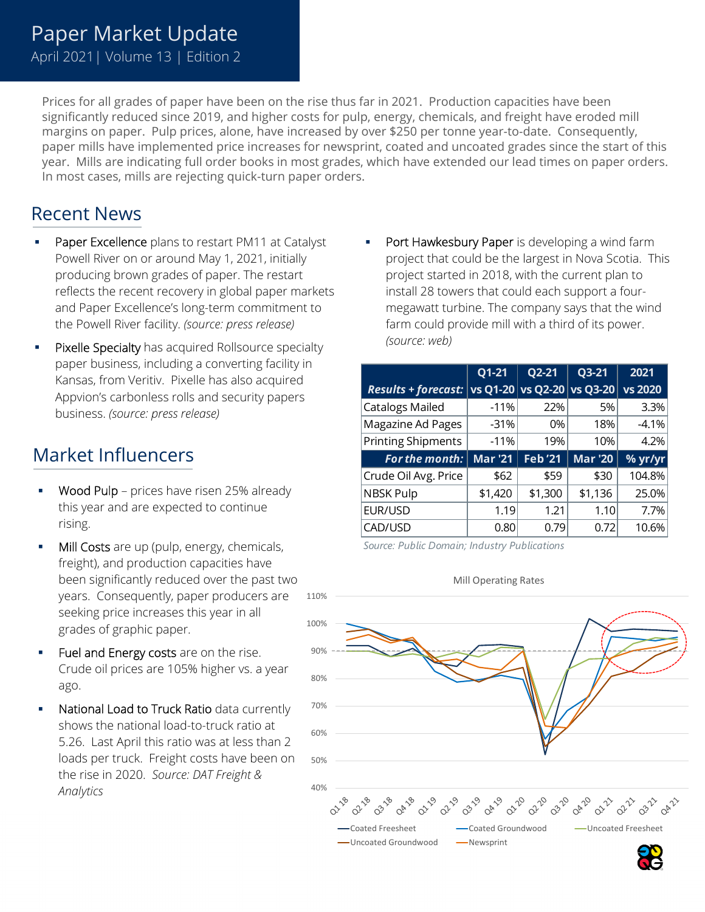# Paper Market Update

April 2021 | Volume 13 | Edition 2

Prices for all grades of paper have been on the rise thus far in 2021. Production capacities have been significantly reduced since 2019, and higher costs for pulp, energy, chemicals, and freight have eroded mill margins on paper. Pulp prices, alone, have increased by over $250 per tonne year-to-date. Consequently, paper mills have implemented price increases for newsprint, coated and uncoated grades since the start of this year. Mills are indicating full order books in most grades, which have extended our lead times on paper orders. In most cases, mills are rejecting quick-turn paper orders.

## Recent News

- Paper Excellence plans to restart PM11 at Catalyst Powell River on or around May 1, 2021, initially producing brown grades of paper. The restart reflects the recent recovery in global paper markets and Paper Excellence's long-term commitment to the Powell River facility. *(source: press release)*
- Pixelle Specialty has acquired Rollsource specialty paper business, including a converting facility in Kansas, from Veritiv. Pixelle has also acquired Appvion's carbonless rolls and security papers business. *(source: press release)*
- Port Hawkesbury Paper is developing a wind farm project that could be the largest in Nova Scotia. This project started in 2018, with the current plan to install 28 towers that could each support a four-megawatt turbine. The company says that the wind farm could provide mill with a third of its power. *(source: web)*

## Market Influencers

- Wood Pulp – prices have risen 25% already this year and are expected to continue rising.
- Mill Costs are up (pulp, energy, chemicals, freight), and production capacities have been significantly reduced over the past two years. Consequently, paper producers are seeking price increases this year in all grades of graphic paper.
- Fuel and Energy costs are on the rise. Crude oil prices are 105% higher vs. a year ago.
- National Load to Truck Ratio data currently shows the national load-to-truck ratio at 5.26. Last April this ratio was at less than 2 loads per truck. Freight costs have been on the rise in 2020. *Source: DAT Freight & Analytics*

| *Results + forecast:* | Q1-21 vs Q1-20 | Q2-21 vs Q2-20 | Q3-21 vs Q3-20 | 2021 vs 2020 |
|---|---|---|---|---|
| Catalogs Mailed | -11% | 22% | 5% | 3.3% |
| Magazine Ad Pages | -31% | 0% | 18% | -4.1% |
| Printing Shipments | -11% | 19% | 10% | 4.2% |
| ***For the month:*** | **Mar '21** | **Feb '21** | **Mar '20** | **% yr/yr** |
| Crude Oil Avg. Price | $62 | $59 | $30 | 104.8% |
| NBSK Pulp | $1,420 | $1,300 | $1,136 | 25.0% |
| EUR/USD | 1.19 | 1.21 | 1.10 | 7.7% |
| CAD/USD | 0.80 | 0.79 | 0.72 | 10.6% |

*Source: Public Domain; Industry Publications*

Mill Operating Rates

Series: Coated Freesheet, Coated Groundwood, Uncoated Freesheet, Uncoated Groundwood, Newsprint (Q1 18 – Q4 21; 40%–110%)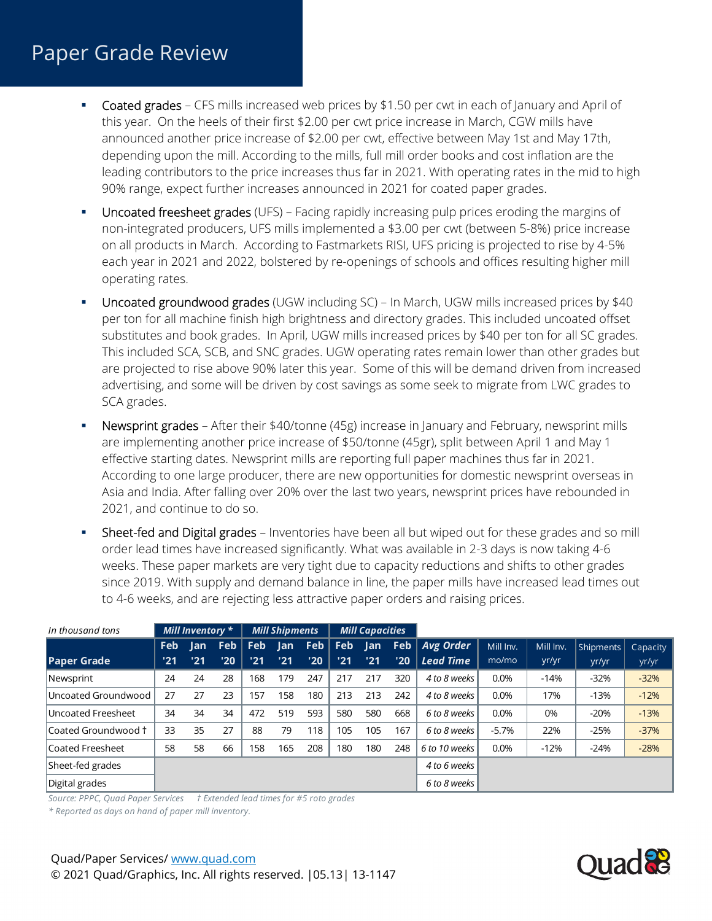# Paper Grade Review

- Coated grades – CFS mills increased web prices by $1.50 per cwt in each of January and April of this year. On the heels of their first $2.00 per cwt price increase in March, CGW mills have announced another price increase of $2.00 per cwt, effective between May 1st and May 17th, depending upon the mill. According to the mills, full mill order books and cost inflation are the leading contributors to the price increases thus far in 2021. With operating rates in the mid to high 90% range, expect further increases announced in 2021 for coated paper grades.
- Uncoated freesheet grades (UFS) – Facing rapidly increasing pulp prices eroding the margins of non-integrated producers, UFS mills implemented a $3.00 per cwt (between 5-8%) price increase on all products in March. According to Fastmarkets RISI, UFS pricing is projected to rise by 4-5% each year in 2021 and 2022, bolstered by re-openings of schools and offices resulting higher mill operating rates.
- Uncoated groundwood grades (UGW including SC) – In March, UGW mills increased prices by $40 per ton for all machine finish high brightness and directory grades. This included uncoated offset substitutes and book grades. In April, UGW mills increased prices by $40 per ton for all SC grades. This included SCA, SCB, and SNC grades. UGW operating rates remain lower than other grades but are projected to rise above 90% later this year. Some of this will be demand driven from increased advertising, and some will be driven by cost savings as some seek to migrate from LWC grades to SCA grades.
- Newsprint grades – After their $40/tonne (45g) increase in January and February, newsprint mills are implementing another price increase of $50/tonne (45gr), split between April 1 and May 1 effective starting dates. Newsprint mills are reporting full paper machines thus far in 2021. According to one large producer, there are new opportunities for domestic newsprint overseas in Asia and India. After falling over 20% over the last two years, newsprint prices have rebounded in 2021, and continue to do so.
- Sheet-fed and Digital grades – Inventories have been all but wiped out for these grades and so mill order lead times have increased significantly. What was available in 2-3 days is now taking 4-6 weeks. These paper markets are very tight due to capacity reductions and shifts to other grades since 2019. With supply and demand balance in line, the paper mills have increased lead times out to 4-6 weeks, and are rejecting less attractive paper orders and raising prices.

| *In thousand tons* | ***Mill Inventory **** | | | ***Mill Shipments*** | | | ***Mill Capacities*** | | | | | | | |
|---|---|---|---|---|---|---|---|---|---|---|---|---|---|---|
| **Paper Grade** | **Feb '21** | **Jan '21** | **Feb '20** | **Feb '21** | **Jan '21** | **Feb '20** | **Feb '21** | **Jan '21** | **Feb '20** | ***Avg Order Lead Time*** | Mill Inv. mo/mo | Mill Inv. yr/yr | Shipments yr/yr | Capacity yr/yr |
| Newsprint | 24 | 24 | 28 | 168 | 179 | 247 | 217 | 217 | 320 | *4 to 8 weeks* | 0.0% | -14% | -32% | -32% |
| Uncoated Groundwood | 27 | 27 | 23 | 157 | 158 | 180 | 213 | 213 | 242 | *4 to 8 weeks* | 0.0% | 17% | -13% | -12% |
| Uncoated Freesheet | 34 | 34 | 34 | 472 | 519 | 593 | 580 | 580 | 668 | *6 to 8 weeks* | 0.0% | 0% | -20% | -13% |
| Coated Groundwood † | 33 | 35 | 27 | 88 | 79 | 118 | 105 | 105 | 167 | *6 to 8 weeks* | -5.7% | 22% | -25% | -37% |
| Coated Freesheet | 58 | 58 | 66 | 158 | 165 | 208 | 180 | 180 | 248 | *6 to 10 weeks* | 0.0% | -12% | -24% | -28% |
| Sheet-fed grades | | | | | | | | | | *4 to 6 weeks* | | | | |
| Digital grades | | | | | | | | | | *6 to 8 weeks* | | | | |

*Source: PPPC, Quad Paper Services* *† Extended lead times for #5 roto grades*

*\* Reported as days on hand of paper mill inventory.*

Quad/Paper Services/ www.quad.com
© 2021 Quad/Graphics, Inc. All rights reserved. |05.13| 13-1147